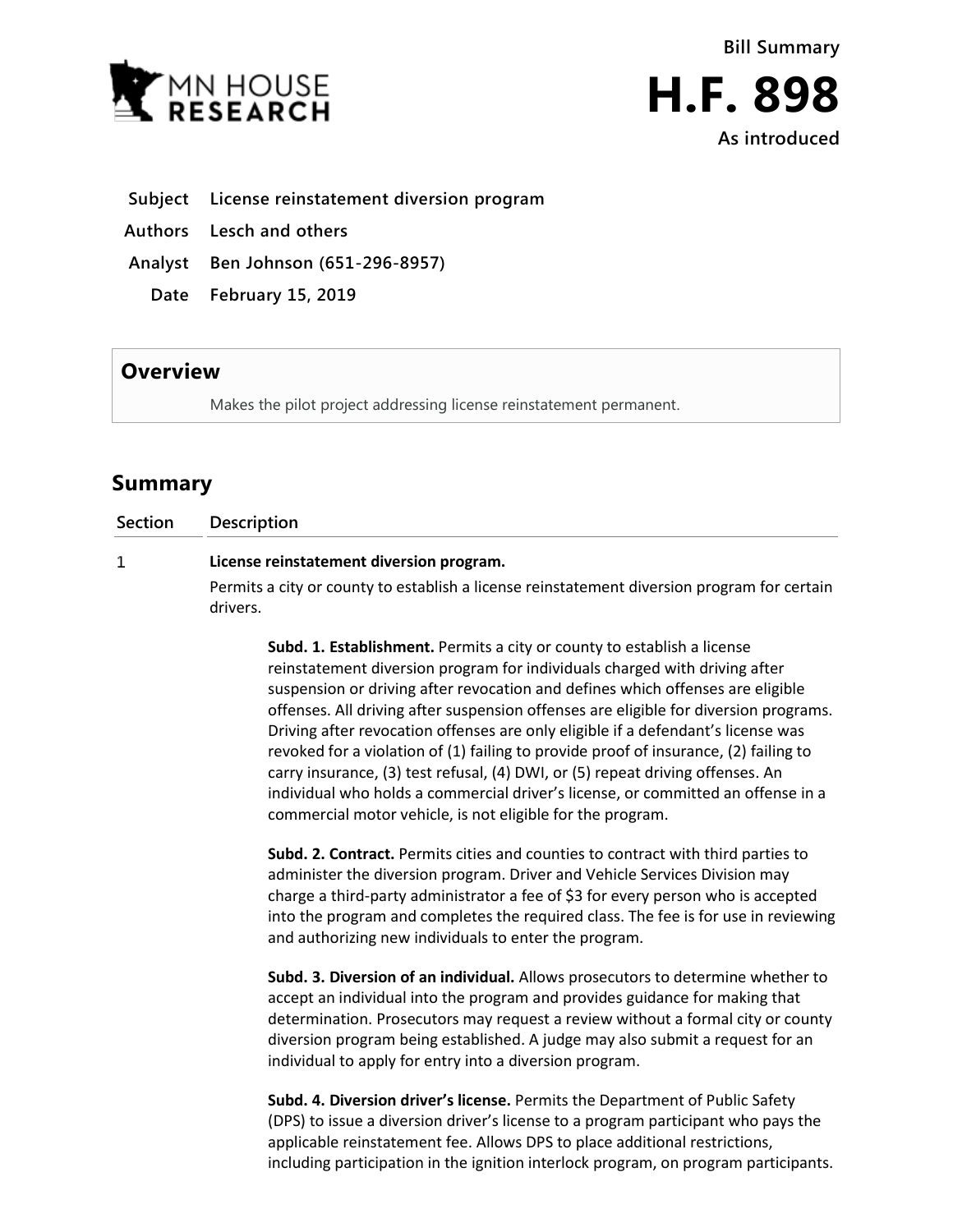MN HOUSE RESEARCH

**Bill Summary**

# H.F. 898

**As introduced**

| | |
|---|---|
| **Subject** | **License reinstatement diversion program** |
| **Authors** | **Lesch and others** |
| **Analyst** | **Ben Johnson (651-296-8957)** |
| **Date** | **February 15, 2019** |

## Overview

Makes the pilot project addressing license reinstatement permanent.

## Summary

| Section | Description |
|---|---|
| 1 | **License reinstatement diversion program.** Permits a city or county to establish a license reinstatement diversion program for certain drivers. |

**Subd. 1. Establishment.** Permits a city or county to establish a license reinstatement diversion program for individuals charged with driving after suspension or driving after revocation and defines which offenses are eligible offenses. All driving after suspension offenses are eligible for diversion programs. Driving after revocation offenses are only eligible if a defendant's license was revoked for a violation of (1) failing to provide proof of insurance, (2) failing to carry insurance, (3) test refusal, (4) DWI, or (5) repeat driving offenses. An individual who holds a commercial driver's license, or committed an offense in a commercial motor vehicle, is not eligible for the program.

**Subd. 2. Contract.** Permits cities and counties to contract with third parties to administer the diversion program. Driver and Vehicle Services Division may charge a third-party administrator a fee of $3 for every person who is accepted into the program and completes the required class. The fee is for use in reviewing and authorizing new individuals to enter the program.

**Subd. 3. Diversion of an individual.** Allows prosecutors to determine whether to accept an individual into the program and provides guidance for making that determination. Prosecutors may request a review without a formal city or county diversion program being established. A judge may also submit a request for an individual to apply for entry into a diversion program.

**Subd. 4. Diversion driver's license.** Permits the Department of Public Safety (DPS) to issue a diversion driver's license to a program participant who pays the applicable reinstatement fee. Allows DPS to place additional restrictions, including participation in the ignition interlock program, on program participants.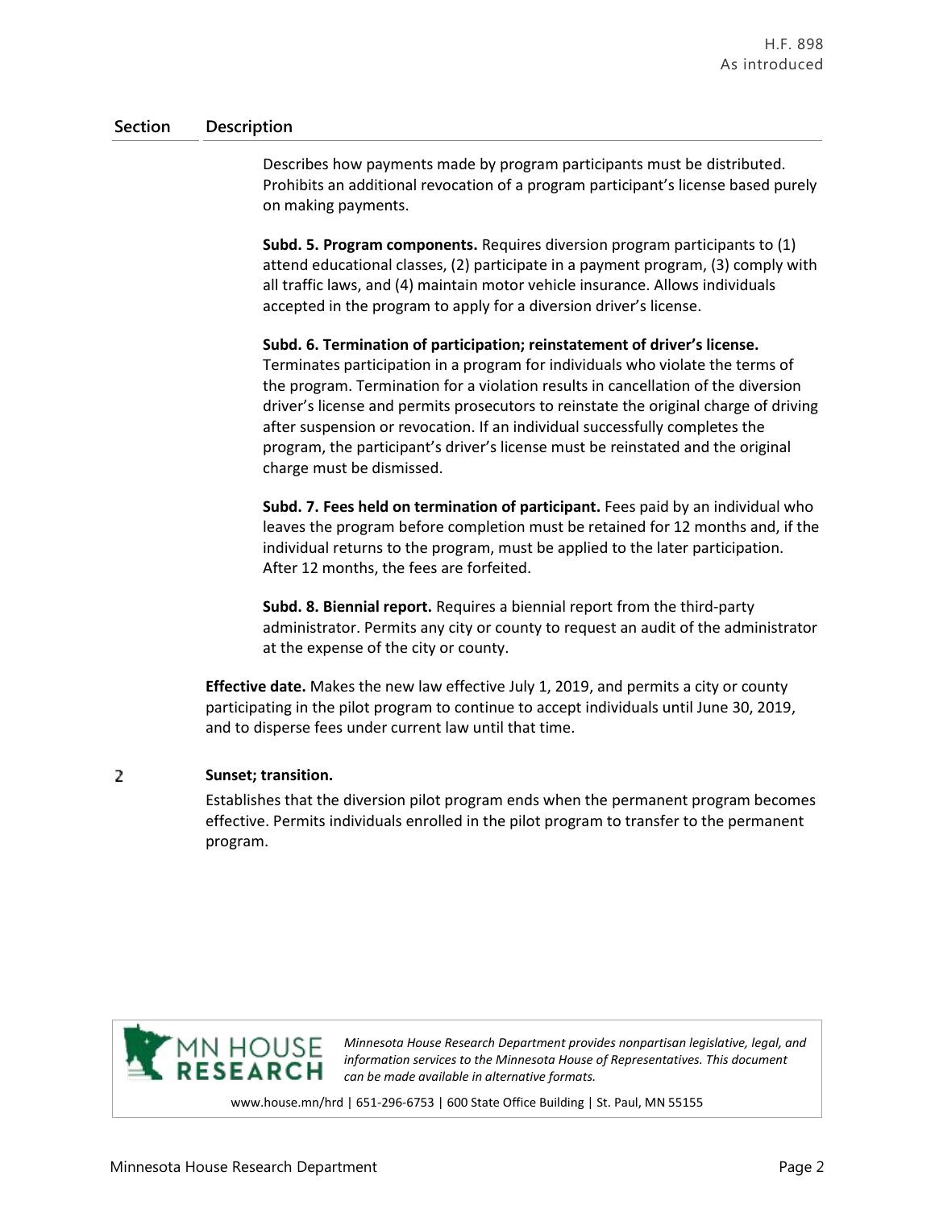| Section | Description |
|---|---|
| | Describes how payments made by program participants must be distributed. Prohibits an additional revocation of a program participant's license based purely on making payments.<br><br>**Subd. 5. Program components.** Requires diversion program participants to (1) attend educational classes, (2) participate in a payment program, (3) comply with all traffic laws, and (4) maintain motor vehicle insurance. Allows individuals accepted in the program to apply for a diversion driver's license.<br><br>**Subd. 6. Termination of participation; reinstatement of driver's license.** Terminates participation in a program for individuals who violate the terms of the program. Termination for a violation results in cancellation of the diversion driver's license and permits prosecutors to reinstate the original charge of driving after suspension or revocation. If an individual successfully completes the program, the participant's driver's license must be reinstated and the original charge must be dismissed.<br><br>**Subd. 7. Fees held on termination of participant.** Fees paid by an individual who leaves the program before completion must be retained for 12 months and, if the individual returns to the program, must be applied to the later participation. After 12 months, the fees are forfeited.<br><br>**Subd. 8. Biennial report.** Requires a biennial report from the third-party administrator. Permits any city or county to request an audit of the administrator at the expense of the city or county.<br><br>**Effective date.** Makes the new law effective July 1, 2019, and permits a city or county participating in the pilot program to continue to accept individuals until June 30, 2019, and to disperse fees under current law until that time. |
| 2 | **Sunset; transition.**<br><br>Establishes that the diversion pilot program ends when the permanent program becomes effective. Permits individuals enrolled in the pilot program to transfer to the permanent program. |

MN HOUSE RESEARCH

*Minnesota House Research Department provides nonpartisan legislative, legal, and information services to the Minnesota House of Representatives. This document can be made available in alternative formats.*

www.house.mn/hrd | 651-296-6753 | 600 State Office Building | St. Paul, MN 55155